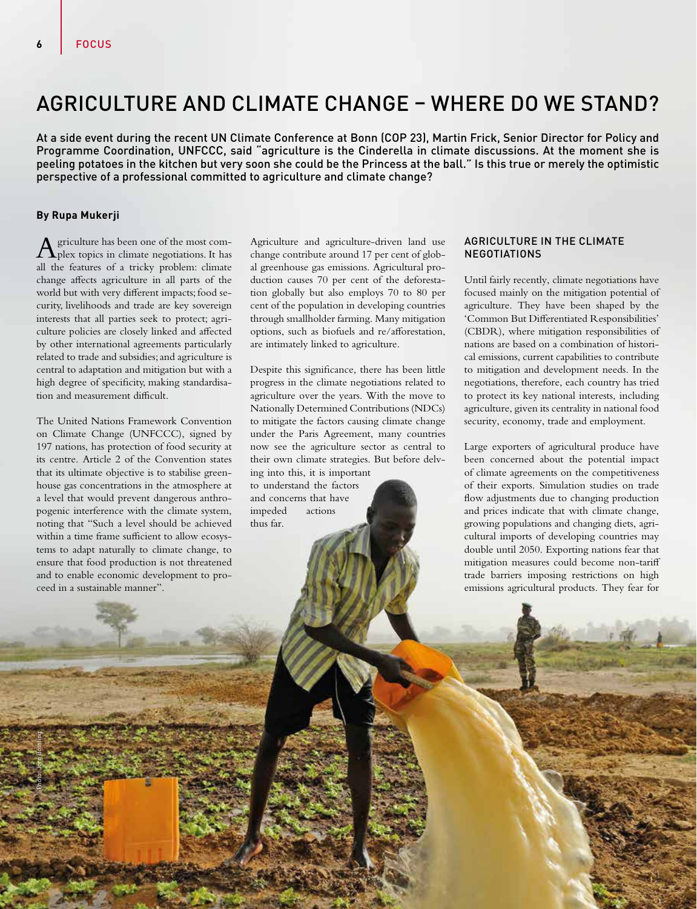# AGRICULTURE AND CLIMATE CHANGE – WHERE DO WE STAND?

**At a side event during the recent UN Climate Conference at Bonn (COP 23), Martin Frick, Senior Director for Policy and Programme Coordination, UNFCCC, said "agriculture is the Cinderella in climate discussions. At the moment she is peeling potatoes in the kitchen but very soon she could be the Princess at the ball." Is this true or merely the optimistic perspective of a professional committed to agriculture and climate change?**

**By Rupa Mukerji**

Agriculture has been one of the most complex topics in climate negotiations. It has all the features of a tricky problem: climate change affects agriculture in all parts of the world but with very different impacts; food security, livelihoods and trade are key sovereign interests that all parties seek to protect; agriculture policies are closely linked and affected by other international agreements particularly related to trade and subsidies; and agriculture is central to adaptation and mitigation but with a high degree of specificity, making standardisation and measurement difficult.

The United Nations Framework Convention on Climate Change (UNFCCC), signed by 197 nations, has protection of food security at its centre. Article 2 of the Convention states that its ultimate objective is to stabilise greenhouse gas concentrations in the atmosphere at a level that would prevent dangerous anthropogenic interference with the climate system, noting that "Such a level should be achieved within a time frame sufficient to allow ecosystems to adapt naturally to climate change, to ensure that food production is not threatened and to enable economic development to proceed in a sustainable manner".

Agriculture and agriculture-driven land use change contribute around 17 per cent of global greenhouse gas emissions. Agricultural production causes 70 per cent of the deforestation globally but also employs 70 to 80 per cent of the population in developing countries through smallholder farming. Many mitigation options, such as biofuels and re/afforestation, are intimately linked to agriculture.

Despite this significance, there has been little progress in the climate negotiations related to agriculture over the years. With the move to Nationally Determined Contributions (NDCs) to mitigate the factors causing climate change under the Paris Agreement, many countries now see the agriculture sector as central to their own climate strategies. But before delving into this, it is important to understand the factors and concerns that have impeded actions thus far.

## AGRICULTURE IN THE CLIMATE NEGOTIATIONS

Until fairly recently, climate negotiations have focused mainly on the mitigation potential of agriculture. They have been shaped by the 'Common But Differentiated Responsibilities' (CBDR), where mitigation responsibilities of nations are based on a combination of historical emissions, current capabilities to contribute to mitigation and development needs. In the negotiations, therefore, each country has tried to protect its key national interests, including agriculture, given its centrality in national food security, economy, trade and employment.

Large exporters of agricultural produce have been concerned about the potential impact of climate agreements on the competitiveness of their exports. Simulation studies on trade flow adjustments due to changing production and prices indicate that with climate change, growing populations and changing diets, agricultural imports of developing countries may double until 2050. Exporting nations fear that mitigation measures could become non-tariff trade barriers imposing restrictions on high emissions agricultural products. They fear for

Photo: Jörg Böthling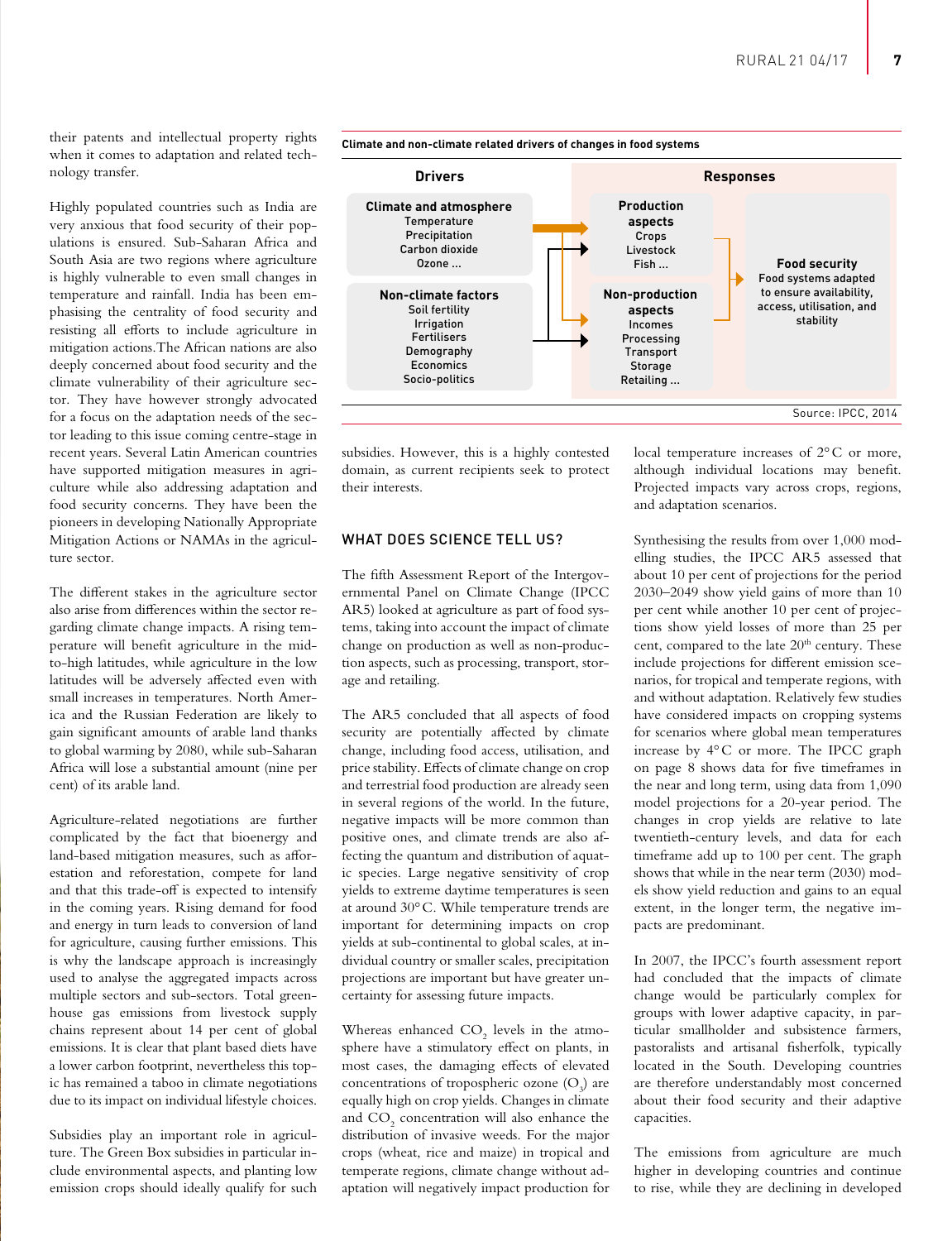their patents and intellectual property rights when it comes to adaptation and related technology transfer.

Highly populated countries such as India are very anxious that food security of their populations is ensured. Sub-Saharan Africa and South Asia are two regions where agriculture is highly vulnerable to even small changes in temperature and rainfall. India has been emphasising the centrality of food security and resisting all efforts to include agriculture in mitigation actions. The African nations are also deeply concerned about food security and the climate vulnerability of their agriculture sector. They have however strongly advocated for a focus on the adaptation needs of the sector leading to this issue coming centre-stage in recent years. Several Latin American countries have supported mitigation measures in agriculture while also addressing adaptation and food security concerns. They have been the pioneers in developing Nationally Appropriate Mitigation Actions or NAMAs in the agriculture sector.

The different stakes in the agriculture sector also arise from differences within the sector regarding climate change impacts. A rising temperature will benefit agriculture in the mid-to-high latitudes, while agriculture in the low latitudes will be adversely affected even with small increases in temperatures. North America and the Russian Federation are likely to gain significant amounts of arable land thanks to global warming by 2080, while sub-Saharan Africa will lose a substantial amount (nine per cent) of its arable land.

Agriculture-related negotiations are further complicated by the fact that bioenergy and land-based mitigation measures, such as afforestation and reforestation, compete for land and that this trade-off is expected to intensify in the coming years. Rising demand for food and energy in turn leads to conversion of land for agriculture, causing further emissions. This is why the landscape approach is increasingly used to analyse the aggregated impacts across multiple sectors and sub-sectors. Total greenhouse gas emissions from livestock supply chains represent about 14 per cent of global emissions. It is clear that plant based diets have a lower carbon footprint, nevertheless this topic has remained a taboo in climate negotiations due to its impact on individual lifestyle choices.

Subsidies play an important role in agriculture. The Green Box subsidies in particular include environmental aspects, and planting low emission crops should ideally qualify for such subsidies. However, this is a highly contested domain, as current recipients seek to protect their interests.

**Climate and non-climate related drivers of changes in food systems**

| Drivers | Responses | |
|---|---|---|
| **Climate and atmosphere** Temperature, Precipitation, Carbon dioxide, Ozone ... | **Production aspects** Crops, Livestock, Fish ... | **Food security** Food systems adapted to ensure availability, access, utilisation, and stability |
| **Non-climate factors** Soil fertility, Irrigation, Fertilisers, Demography, Economics, Socio-politics | **Non-production aspects** Incomes, Processing, Transport, Storage, Retailing ... | |

Source: IPCC, 2014

## WHAT DOES SCIENCE TELL US?

The fifth Assessment Report of the Intergovernmental Panel on Climate Change (IPCC AR5) looked at agriculture as part of food systems, taking into account the impact of climate change on production as well as non-production aspects, such as processing, transport, storage and retailing.

The AR5 concluded that all aspects of food security are potentially affected by climate change, including food access, utilisation, and price stability. Effects of climate change on crop and terrestrial food production are already seen in several regions of the world. In the future, negative impacts will be more common than positive ones, and climate trends are also affecting the quantum and distribution of aquatic species. Large negative sensitivity of crop yields to extreme daytime temperatures is seen at around 30°C. While temperature trends are important for determining impacts on crop yields at sub-continental to global scales, at individual country or smaller scales, precipitation projections are important but have greater uncertainty for assessing future impacts.

Whereas enhanced $CO_2$ levels in the atmosphere have a stimulatory effect on plants, in most cases, the damaging effects of elevated concentrations of tropospheric ozone ($O_3$) are equally high on crop yields. Changes in climate and $CO_2$ concentration will also enhance the distribution of invasive weeds. For the major crops (wheat, rice and maize) in tropical and temperate regions, climate change without adaptation will negatively impact production for local temperature increases of 2°C or more, although individual locations may benefit. Projected impacts vary across crops, regions, and adaptation scenarios.

Synthesising the results from over 1,000 modelling studies, the IPCC AR5 assessed that about 10 per cent of projections for the period 2030–2049 show yield gains of more than 10 per cent while another 10 per cent of projections show yield losses of more than 25 per cent, compared to the late 20th century. These include projections for different emission scenarios, for tropical and temperate regions, with and without adaptation. Relatively few studies have considered impacts on cropping systems for scenarios where global mean temperatures increase by 4°C or more. The IPCC graph on page 8 shows data for five timeframes in the near and long term, using data from 1,090 model projections for a 20-year period. The changes in crop yields are relative to late twentieth-century levels, and data for each timeframe add up to 100 per cent. The graph shows that while in the near term (2030) models show yield reduction and gains to an equal extent, in the longer term, the negative impacts are predominant.

In 2007, the IPCC's fourth assessment report had concluded that the impacts of climate change would be particularly complex for groups with lower adaptive capacity, in particular smallholder and subsistence farmers, pastoralists and artisanal fisherfolk, typically located in the South. Developing countries are therefore understandably most concerned about their food security and their adaptive capacities.

The emissions from agriculture are much higher in developing countries and continue to rise, while they are declining in developed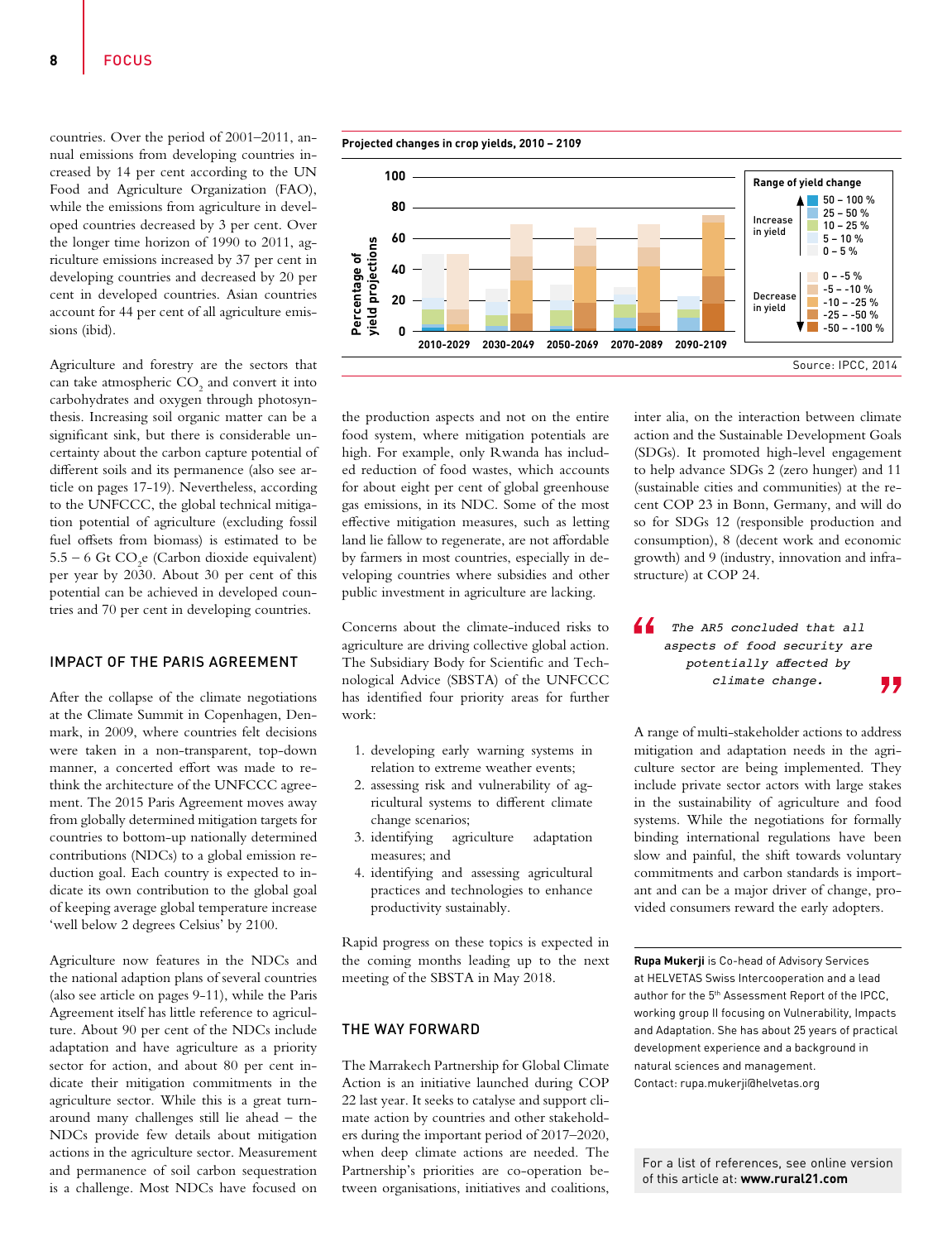countries. Over the period of 2001–2011, annual emissions from developing countries increased by 14 per cent according to the UN Food and Agriculture Organization (FAO), while the emissions from agriculture in developed countries decreased by 3 per cent. Over the longer time horizon of 1990 to 2011, agriculture emissions increased by 37 per cent in developing countries and decreased by 20 per cent in developed countries. Asian countries account for 44 per cent of all agriculture emissions (ibid).

Agriculture and forestry are the sectors that can take atmospheric $CO_2$ and convert it into carbohydrates and oxygen through photosynthesis. Increasing soil organic matter can be a significant sink, but there is considerable uncertainty about the carbon capture potential of different soils and its permanence (also see article on pages 17-19). Nevertheless, according to the UNFCCC, the global technical mitigation potential of agriculture (excluding fossil fuel offsets from biomass) is estimated to be 5.5 – 6 Gt $CO_2$e (Carbon dioxide equivalent) per year by 2030. About 30 per cent of this potential can be achieved in developed countries and 70 per cent in developing countries.

## IMPACT OF THE PARIS AGREEMENT

After the collapse of the climate negotiations at the Climate Summit in Copenhagen, Denmark, in 2009, where countries felt decisions were taken in a non-transparent, top-down manner, a concerted effort was made to rethink the architecture of the UNFCCC agreement. The 2015 Paris Agreement moves away from globally determined mitigation targets for countries to bottom-up nationally determined contributions (NDCs) to a global emission reduction goal. Each country is expected to indicate its own contribution to the global goal of keeping average global temperature increase 'well below 2 degrees Celsius' by 2100.

Agriculture now features in the NDCs and the national adaption plans of several countries (also see article on pages 9-11), while the Paris Agreement itself has little reference to agriculture. About 90 per cent of the NDCs include adaptation and have agriculture as a priority sector for action, and about 80 per cent indicate their mitigation commitments in the agriculture sector. While this is a great turnaround many challenges still lie ahead – the NDCs provide few details about mitigation actions in the agriculture sector. Measurement and permanence of soil carbon sequestration is a challenge. Most NDCs have focused on the production aspects and not on the entire food system, where mitigation potentials are high. For example, only Rwanda has included reduction of food wastes, which accounts for about eight per cent of global greenhouse gas emissions, in its NDC. Some of the most effective mitigation measures, such as letting land lie fallow to regenerate, are not affordable by farmers in most countries, especially in developing countries where subsidies and other public investment in agriculture are lacking.

**Projected changes in crop yields, 2010 – 2109**

Percentage of yield projections
0
20
40
60
80
100
2010-2029
2030-2049
2050-2069
2070-2089
2090-2109

Range of yield change
Increase in yield
50 – 100 %
25 – 50 %
10 – 25 %
5 – 10 %
0 – 5 %
Decrease in yield
0 – -5 %
-5 – -10 %
-10 – -25 %
-25 – -50 %
-50 – -100 %

Source: IPCC, 2014

Concerns about the climate-induced risks to agriculture are driving collective global action. The Subsidiary Body for Scientific and Technological Advice (SBSTA) of the UNFCCC has identified four priority areas for further work:

1. developing early warning systems in relation to extreme weather events;
2. assessing risk and vulnerability of agricultural systems to different climate change scenarios;
3. identifying agriculture adaptation measures; and
4. identifying and assessing agricultural practices and technologies to enhance productivity sustainably.

Rapid progress on these topics is expected in the coming months leading up to the next meeting of the SBSTA in May 2018.

## THE WAY FORWARD

The Marrakech Partnership for Global Climate Action is an initiative launched during COP 22 last year. It seeks to catalyse and support climate action by countries and other stakeholders during the important period of 2017–2020, when deep climate actions are needed. The Partnership's priorities are co-operation between organisations, initiatives and coalitions, inter alia, on the interaction between climate action and the Sustainable Development Goals (SDGs). It promoted high-level engagement to help advance SDGs 2 (zero hunger) and 11 (sustainable cities and communities) at the recent COP 23 in Bonn, Germany, and will do so for SDGs 12 (responsible production and consumption), 8 (decent work and economic growth) and 9 (industry, innovation and infrastructure) at COP 24.

> *The AR5 concluded that all aspects of food security are potentially affected by climate change.*

A range of multi-stakeholder actions to address mitigation and adaptation needs in the agriculture sector are being implemented. They include private sector actors with large stakes in the sustainability of agriculture and food systems. While the negotiations for formally binding international regulations have been slow and painful, the shift towards voluntary commitments and carbon standards is important and can be a major driver of change, provided consumers reward the early adopters.

**Rupa Mukerji** is Co-head of Advisory Services at HELVETAS Swiss Intercooperation and a lead author for the 5th Assessment Report of the IPCC, working group II focusing on Vulnerability, Impacts and Adaptation. She has about 25 years of practical development experience and a background in natural sciences and management.
Contact: rupa.mukerji@helvetas.org

For a list of references, see online version of this article at: **www.rural21.com**